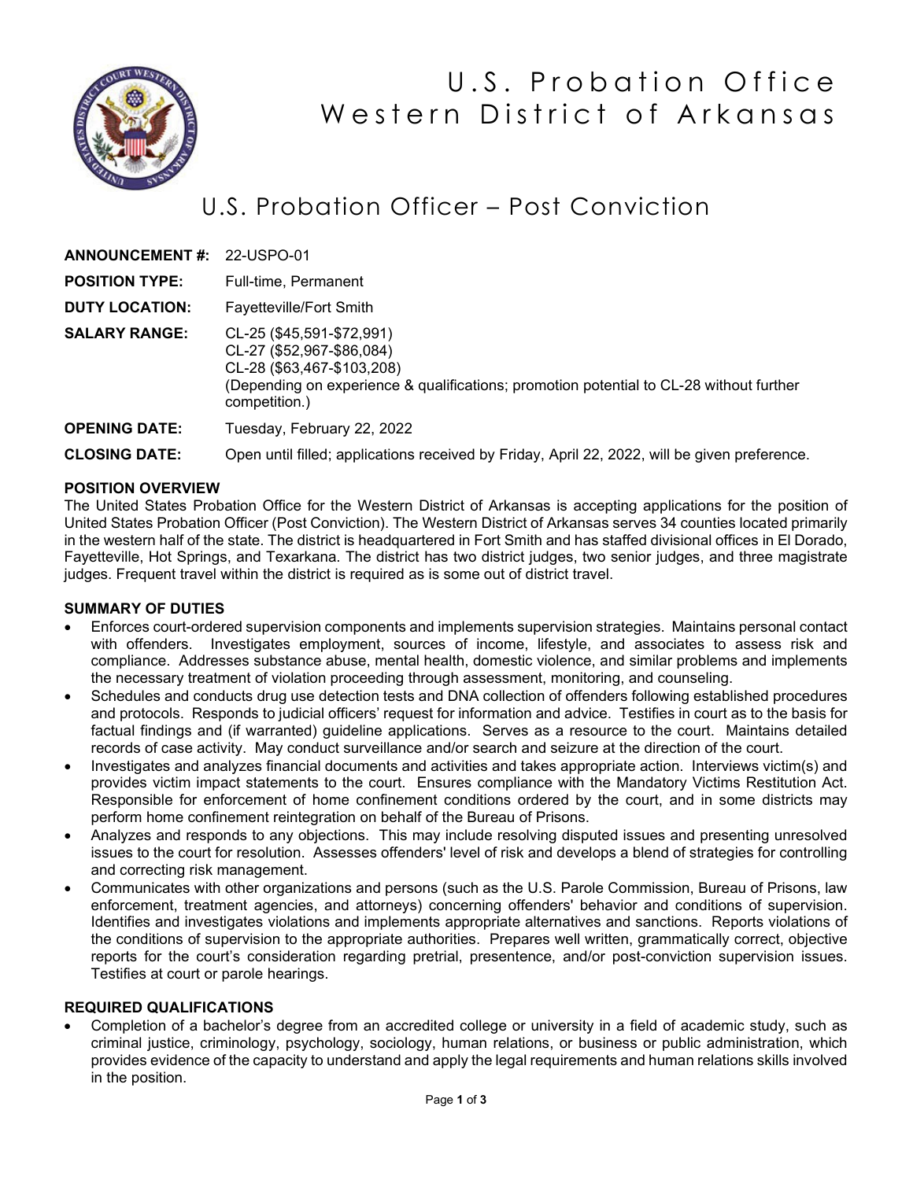# U.S. Probation Office
# Western District of Arkansas

## U.S. Probation Officer – Post Conviction

**ANNOUNCEMENT #:** 22-USPO-01

**POSITION TYPE:** Full-time, Permanent

**DUTY LOCATION:** Fayetteville/Fort Smith

**SALARY RANGE:** CL-25 ($45,591-$72,991)
CL-27 ($52,967-$86,084)
CL-28 ($63,467-$103,208)
(Depending on experience & qualifications; promotion potential to CL-28 without further competition.)

**OPENING DATE:** Tuesday, February 22, 2022

**CLOSING DATE:** Open until filled; applications received by Friday, April 22, 2022, will be given preference.

### POSITION OVERVIEW

The United States Probation Office for the Western District of Arkansas is accepting applications for the position of United States Probation Officer (Post Conviction). The Western District of Arkansas serves 34 counties located primarily in the western half of the state. The district is headquartered in Fort Smith and has staffed divisional offices in El Dorado, Fayetteville, Hot Springs, and Texarkana. The district has two district judges, two senior judges, and three magistrate judges. Frequent travel within the district is required as is some out of district travel.

### SUMMARY OF DUTIES

- Enforces court-ordered supervision components and implements supervision strategies. Maintains personal contact with offenders. Investigates employment, sources of income, lifestyle, and associates to assess risk and compliance. Addresses substance abuse, mental health, domestic violence, and similar problems and implements the necessary treatment of violation proceeding through assessment, monitoring, and counseling.
- Schedules and conducts drug use detection tests and DNA collection of offenders following established procedures and protocols. Responds to judicial officers' request for information and advice. Testifies in court as to the basis for factual findings and (if warranted) guideline applications. Serves as a resource to the court. Maintains detailed records of case activity. May conduct surveillance and/or search and seizure at the direction of the court.
- Investigates and analyzes financial documents and activities and takes appropriate action. Interviews victim(s) and provides victim impact statements to the court. Ensures compliance with the Mandatory Victims Restitution Act. Responsible for enforcement of home confinement conditions ordered by the court, and in some districts may perform home confinement reintegration on behalf of the Bureau of Prisons.
- Analyzes and responds to any objections. This may include resolving disputed issues and presenting unresolved issues to the court for resolution. Assesses offenders' level of risk and develops a blend of strategies for controlling and correcting risk management.
- Communicates with other organizations and persons (such as the U.S. Parole Commission, Bureau of Prisons, law enforcement, treatment agencies, and attorneys) concerning offenders' behavior and conditions of supervision. Identifies and investigates violations and implements appropriate alternatives and sanctions. Reports violations of the conditions of supervision to the appropriate authorities. Prepares well written, grammatically correct, objective reports for the court's consideration regarding pretrial, presentence, and/or post-conviction supervision issues. Testifies at court or parole hearings.

### REQUIRED QUALIFICATIONS

- Completion of a bachelor's degree from an accredited college or university in a field of academic study, such as criminal justice, criminology, psychology, sociology, human relations, or business or public administration, which provides evidence of the capacity to understand and apply the legal requirements and human relations skills involved in the position.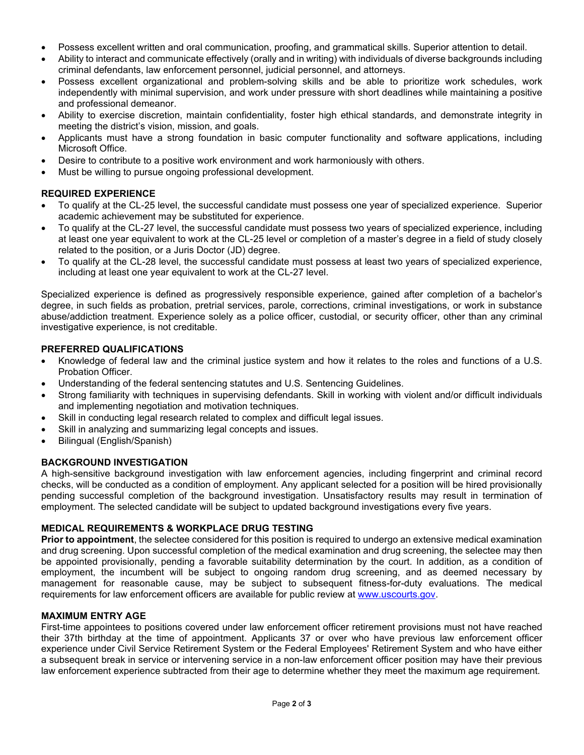- Possess excellent written and oral communication, proofing, and grammatical skills. Superior attention to detail.
- Ability to interact and communicate effectively (orally and in writing) with individuals of diverse backgrounds including criminal defendants, law enforcement personnel, judicial personnel, and attorneys.
- Possess excellent organizational and problem-solving skills and be able to prioritize work schedules, work independently with minimal supervision, and work under pressure with short deadlines while maintaining a positive and professional demeanor.
- Ability to exercise discretion, maintain confidentiality, foster high ethical standards, and demonstrate integrity in meeting the district's vision, mission, and goals.
- Applicants must have a strong foundation in basic computer functionality and software applications, including Microsoft Office.
- Desire to contribute to a positive work environment and work harmoniously with others.
- Must be willing to pursue ongoing professional development.

## REQUIRED EXPERIENCE

- To qualify at the CL-25 level, the successful candidate must possess one year of specialized experience. Superior academic achievement may be substituted for experience.
- To qualify at the CL-27 level, the successful candidate must possess two years of specialized experience, including at least one year equivalent to work at the CL-25 level or completion of a master's degree in a field of study closely related to the position, or a Juris Doctor (JD) degree.
- To qualify at the CL-28 level, the successful candidate must possess at least two years of specialized experience, including at least one year equivalent to work at the CL-27 level.

Specialized experience is defined as progressively responsible experience, gained after completion of a bachelor's degree, in such fields as probation, pretrial services, parole, corrections, criminal investigations, or work in substance abuse/addiction treatment. Experience solely as a police officer, custodial, or security officer, other than any criminal investigative experience, is not creditable.

## PREFERRED QUALIFICATIONS

- Knowledge of federal law and the criminal justice system and how it relates to the roles and functions of a U.S. Probation Officer.
- Understanding of the federal sentencing statutes and U.S. Sentencing Guidelines.
- Strong familiarity with techniques in supervising defendants. Skill in working with violent and/or difficult individuals and implementing negotiation and motivation techniques.
- Skill in conducting legal research related to complex and difficult legal issues.
- Skill in analyzing and summarizing legal concepts and issues.
- Bilingual (English/Spanish)

## BACKGROUND INVESTIGATION

A high-sensitive background investigation with law enforcement agencies, including fingerprint and criminal record checks, will be conducted as a condition of employment. Any applicant selected for a position will be hired provisionally pending successful completion of the background investigation. Unsatisfactory results may result in termination of employment. The selected candidate will be subject to updated background investigations every five years.

## MEDICAL REQUIREMENTS & WORKPLACE DRUG TESTING

**Prior to appointment**, the selectee considered for this position is required to undergo an extensive medical examination and drug screening. Upon successful completion of the medical examination and drug screening, the selectee may then be appointed provisionally, pending a favorable suitability determination by the court. In addition, as a condition of employment, the incumbent will be subject to ongoing random drug screening, and as deemed necessary by management for reasonable cause, may be subject to subsequent fitness-for-duty evaluations. The medical requirements for law enforcement officers are available for public review at [www.uscourts.gov](www.uscourts.gov).

## MAXIMUM ENTRY AGE

First-time appointees to positions covered under law enforcement officer retirement provisions must not have reached their 37th birthday at the time of appointment. Applicants 37 or over who have previous law enforcement officer experience under Civil Service Retirement System or the Federal Employees' Retirement System and who have either a subsequent break in service or intervening service in a non-law enforcement officer position may have their previous law enforcement experience subtracted from their age to determine whether they meet the maximum age requirement.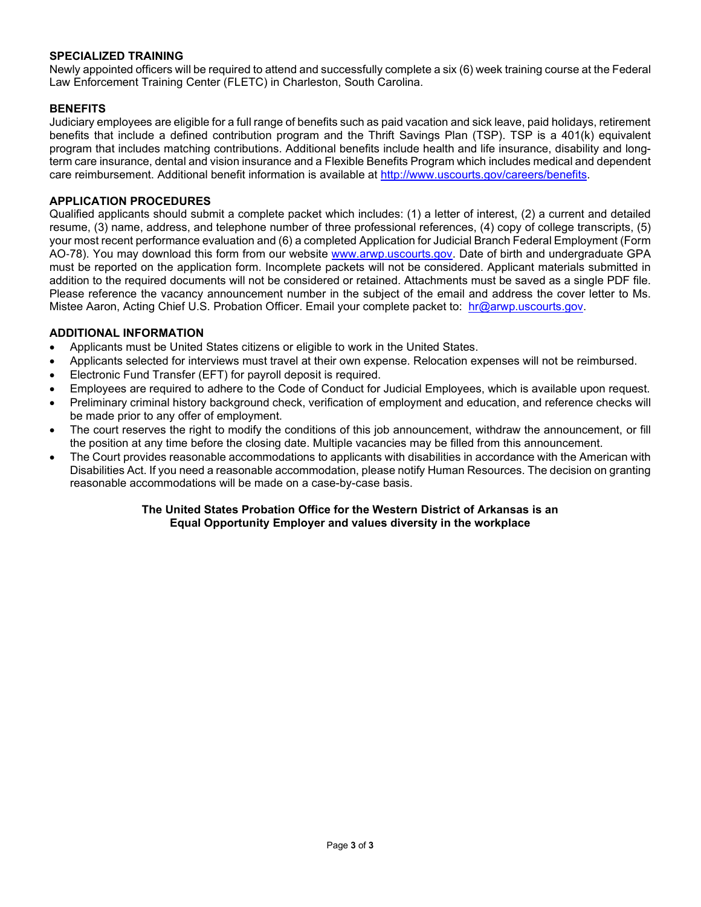## SPECIALIZED TRAINING

Newly appointed officers will be required to attend and successfully complete a six (6) week training course at the Federal Law Enforcement Training Center (FLETC) in Charleston, South Carolina.

## BENEFITS

Judiciary employees are eligible for a full range of benefits such as paid vacation and sick leave, paid holidays, retirement benefits that include a defined contribution program and the Thrift Savings Plan (TSP). TSP is a 401(k) equivalent program that includes matching contributions. Additional benefits include health and life insurance, disability and long-term care insurance, dental and vision insurance and a Flexible Benefits Program which includes medical and dependent care reimbursement. Additional benefit information is available at [http://www.uscourts.gov/careers/benefits](http://www.uscourts.gov/careers/benefits).

## APPLICATION PROCEDURES

Qualified applicants should submit a complete packet which includes: (1) a letter of interest, (2) a current and detailed resume, (3) name, address, and telephone number of three professional references, (4) copy of college transcripts, (5) your most recent performance evaluation and (6) a completed Application for Judicial Branch Federal Employment (Form AO-78). You may download this form from our website [www.arwp.uscourts.gov](http://www.arwp.uscourts.gov). Date of birth and undergraduate GPA must be reported on the application form. Incomplete packets will not be considered. Applicant materials submitted in addition to the required documents will not be considered or retained. Attachments must be saved as a single PDF file. Please reference the vacancy announcement number in the subject of the email and address the cover letter to Ms. Mistee Aaron, Acting Chief U.S. Probation Officer. Email your complete packet to: [hr@arwp.uscourts.gov](mailto:hr@arwp.uscourts.gov).

## ADDITIONAL INFORMATION

- Applicants must be United States citizens or eligible to work in the United States.
- Applicants selected for interviews must travel at their own expense. Relocation expenses will not be reimbursed.
- Electronic Fund Transfer (EFT) for payroll deposit is required.
- Employees are required to adhere to the Code of Conduct for Judicial Employees, which is available upon request.
- Preliminary criminal history background check, verification of employment and education, and reference checks will be made prior to any offer of employment.
- The court reserves the right to modify the conditions of this job announcement, withdraw the announcement, or fill the position at any time before the closing date. Multiple vacancies may be filled from this announcement.
- The Court provides reasonable accommodations to applicants with disabilities in accordance with the American with Disabilities Act. If you need a reasonable accommodation, please notify Human Resources. The decision on granting reasonable accommodations will be made on a case-by-case basis.

**The United States Probation Office for the Western District of Arkansas is an Equal Opportunity Employer and values diversity in the workplace**